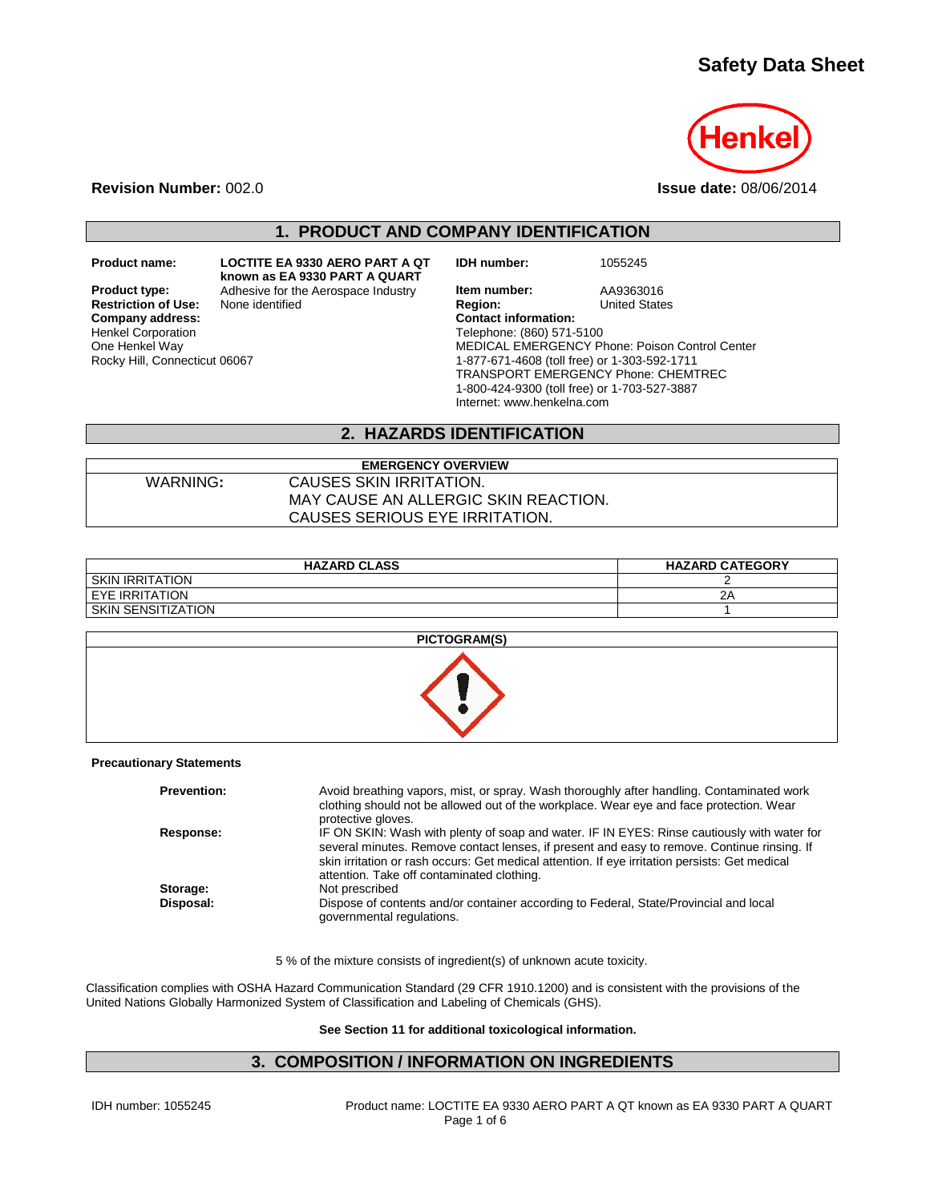# Safety Data Sheet

**Revision Number:** 002.0

**Issue date:** 08/06/2014

## 1. PRODUCT AND COMPANY IDENTIFICATION

**Product name:** **LOCTITE EA 9330 AERO PART A QT known as EA 9330 PART A QUART**

**Product type:** Adhesive for the Aerospace Industry

**Restriction of Use:** None identified

**Company address:**
Henkel Corporation
One Henkel Way
Rocky Hill, Connecticut 06067

**IDH number:** 1055245

**Item number:** AA9363016

**Region:** United States

**Contact information:**
Telephone: (860) 571-5100
MEDICAL EMERGENCY Phone: Poison Control Center
1-877-671-4608 (toll free) or 1-303-592-1711
TRANSPORT EMERGENCY Phone: CHEMTREC
1-800-424-9300 (toll free) or 1-703-527-3887
Internet: www.henkelna.com

## 2. HAZARDS IDENTIFICATION

| EMERGENCY OVERVIEW | |
|---|---|
| WARNING: | CAUSES SKIN IRRITATION.<br>MAY CAUSE AN ALLERGIC SKIN REACTION.<br>CAUSES SERIOUS EYE IRRITATION. |

| HAZARD CLASS | HAZARD CATEGORY |
|---|---|
| SKIN IRRITATION | 2 |
| EYE IRRITATION | 2A |
| SKIN SENSITIZATION | 1 |

**PICTOGRAM(S)**

**Precautionary Statements**

**Prevention:** Avoid breathing vapors, mist, or spray. Wash thoroughly after handling. Contaminated work clothing should not be allowed out of the workplace. Wear eye and face protection. Wear protective gloves.

**Response:** IF ON SKIN: Wash with plenty of soap and water. IF IN EYES: Rinse cautiously with water for several minutes. Remove contact lenses, if present and easy to remove. Continue rinsing. If skin irritation or rash occurs: Get medical attention. If eye irritation persists: Get medical attention. Take off contaminated clothing.

**Storage:** Not prescribed

**Disposal:** Dispose of contents and/or container according to Federal, State/Provincial and local governmental regulations.

5 % of the mixture consists of ingredient(s) of unknown acute toxicity.

Classification complies with OSHA Hazard Communication Standard (29 CFR 1910.1200) and is consistent with the provisions of the United Nations Globally Harmonized System of Classification and Labeling of Chemicals (GHS).

**See Section 11 for additional toxicological information.**

## 3. COMPOSITION / INFORMATION ON INGREDIENTS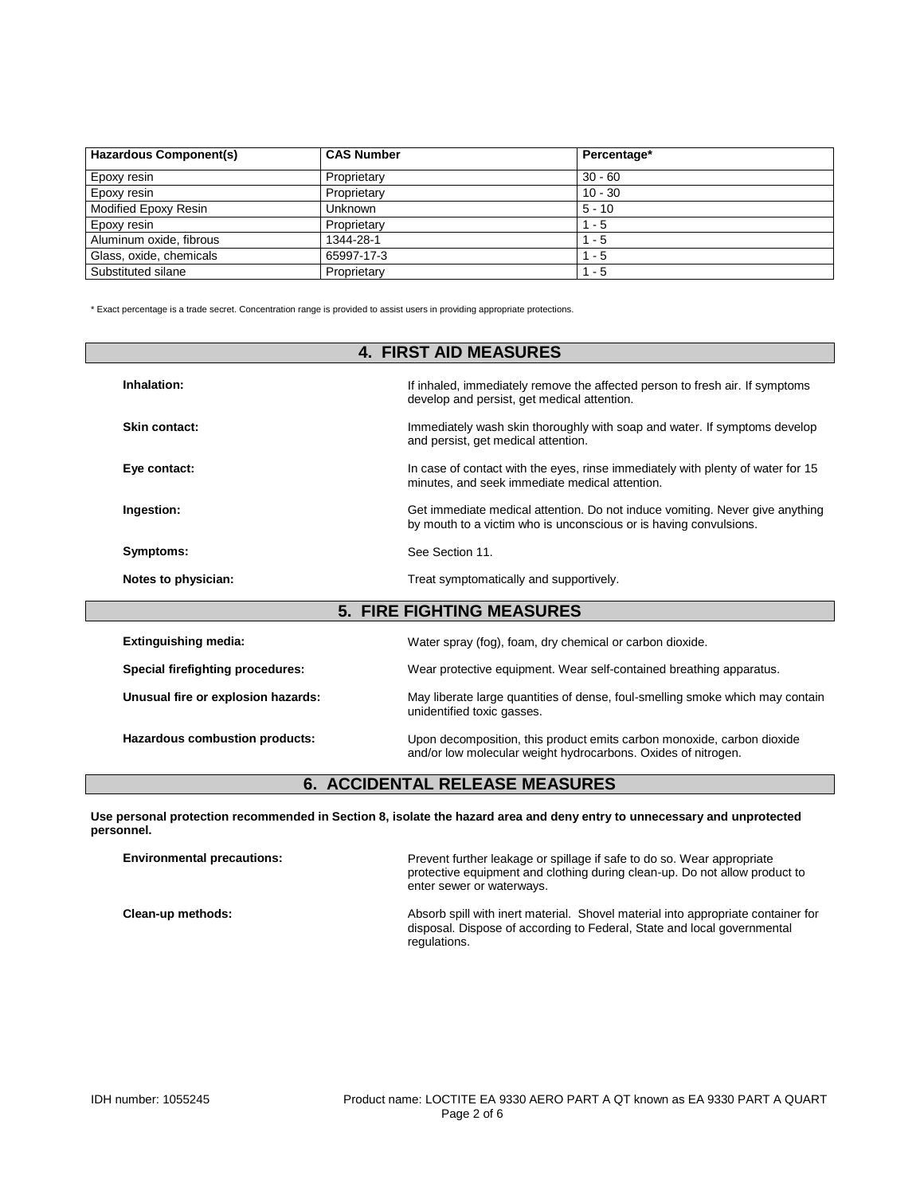| Hazardous Component(s) | CAS Number | Percentage* |
|---|---|---|
| Epoxy resin | Proprietary | 30 - 60 |
| Epoxy resin | Proprietary | 10 - 30 |
| Modified Epoxy Resin | Unknown | 5 - 10 |
| Epoxy resin | Proprietary | 1 - 5 |
| Aluminum oxide, fibrous | 1344-28-1 | 1 - 5 |
| Glass, oxide, chemicals | 65997-17-3 | 1 - 5 |
| Substituted silane | Proprietary | 1 - 5 |

\* Exact percentage is a trade secret. Concentration range is provided to assist users in providing appropriate protections.

## 4. FIRST AID MEASURES

**Inhalation:** If inhaled, immediately remove the affected person to fresh air. If symptoms develop and persist, get medical attention.

**Skin contact:** Immediately wash skin thoroughly with soap and water. If symptoms develop and persist, get medical attention.

**Eye contact:** In case of contact with the eyes, rinse immediately with plenty of water for 15 minutes, and seek immediate medical attention.

**Ingestion:** Get immediate medical attention. Do not induce vomiting. Never give anything by mouth to a victim who is unconscious or is having convulsions.

**Symptoms:** See Section 11.

**Notes to physician:** Treat symptomatically and supportively.

## 5. FIRE FIGHTING MEASURES

**Extinguishing media:** Water spray (fog), foam, dry chemical or carbon dioxide.

**Special firefighting procedures:** Wear protective equipment. Wear self-contained breathing apparatus.

**Unusual fire or explosion hazards:** May liberate large quantities of dense, foul-smelling smoke which may contain unidentified toxic gasses.

**Hazardous combustion products:** Upon decomposition, this product emits carbon monoxide, carbon dioxide and/or low molecular weight hydrocarbons. Oxides of nitrogen.

## 6. ACCIDENTAL RELEASE MEASURES

**Use personal protection recommended in Section 8, isolate the hazard area and deny entry to unnecessary and unprotected personnel.**

**Environmental precautions:** Prevent further leakage or spillage if safe to do so. Wear appropriate protective equipment and clothing during clean-up. Do not allow product to enter sewer or waterways.

**Clean-up methods:** Absorb spill with inert material. Shovel material into appropriate container for disposal. Dispose of according to Federal, State and local governmental regulations.

IDH number: 1055245 Product name: LOCTITE EA 9330 AERO PART A QT known as EA 9330 PART A QUART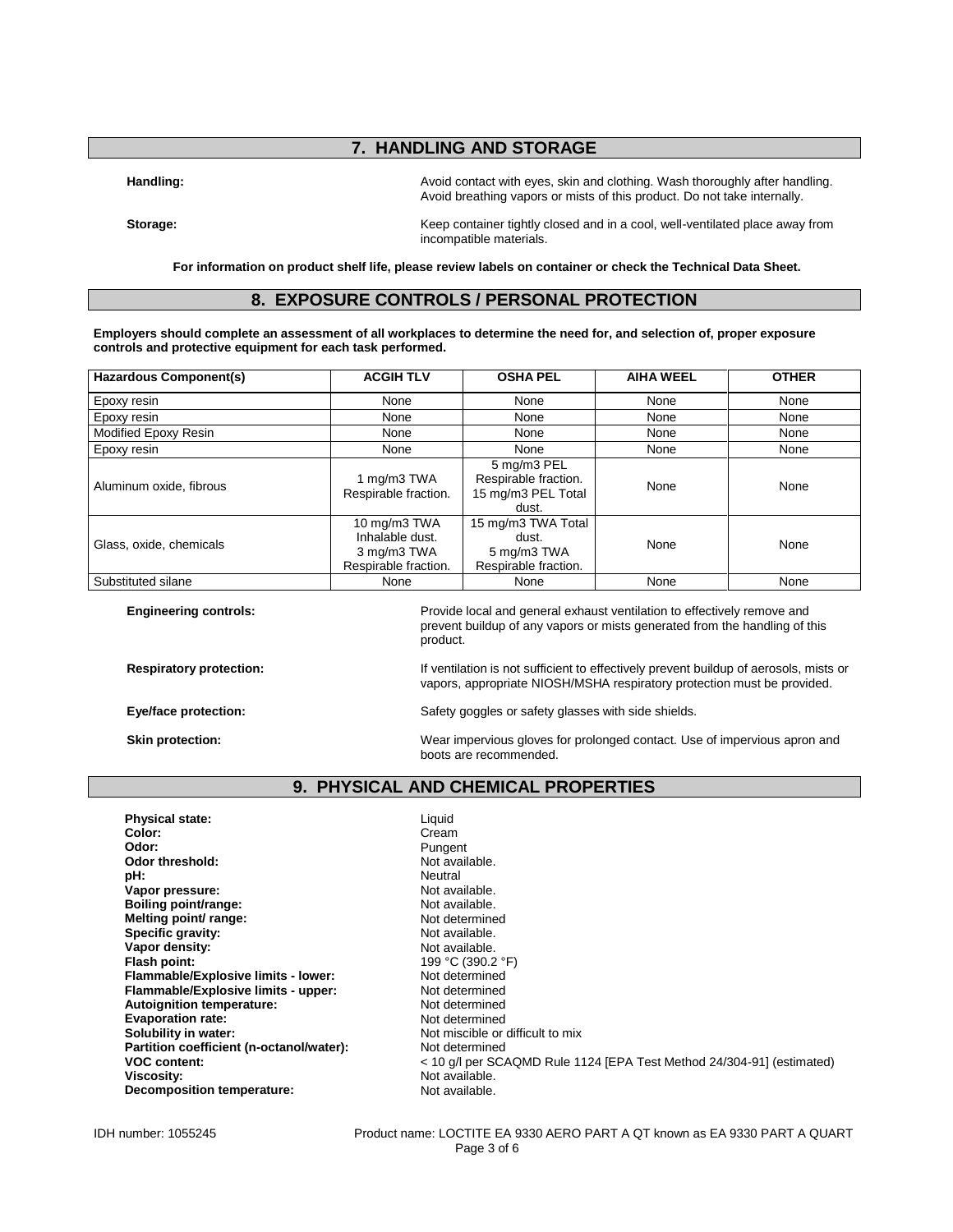## 7. HANDLING AND STORAGE

**Handling:** Avoid contact with eyes, skin and clothing. Wash thoroughly after handling. Avoid breathing vapors or mists of this product. Do not take internally.

**Storage:** Keep container tightly closed and in a cool, well-ventilated place away from incompatible materials.

**For information on product shelf life, please review labels on container or check the Technical Data Sheet.**

## 8. EXPOSURE CONTROLS / PERSONAL PROTECTION

**Employers should complete an assessment of all workplaces to determine the need for, and selection of, proper exposure controls and protective equipment for each task performed.**

| Hazardous Component(s) | ACGIH TLV | OSHA PEL | AIHA WEEL | OTHER |
|---|---|---|---|---|
| Epoxy resin | None | None | None | None |
| Epoxy resin | None | None | None | None |
| Modified Epoxy Resin | None | None | None | None |
| Epoxy resin | None | None | None | None |
| Aluminum oxide, fibrous | 1 mg/m3 TWA Respirable fraction. | 5 mg/m3 PEL Respirable fraction. 15 mg/m3 PEL Total dust. | None | None |
| Glass, oxide, chemicals | 10 mg/m3 TWA Inhalable dust. 3 mg/m3 TWA Respirable fraction. | 15 mg/m3 TWA Total dust. 5 mg/m3 TWA Respirable fraction. | None | None |
| Substituted silane | None | None | None | None |

**Engineering controls:** Provide local and general exhaust ventilation to effectively remove and prevent buildup of any vapors or mists generated from the handling of this product.

**Respiratory protection:** If ventilation is not sufficient to effectively prevent buildup of aerosols, mists or vapors, appropriate NIOSH/MSHA respiratory protection must be provided.

**Eye/face protection:** Safety goggles or safety glasses with side shields.

**Skin protection:** Wear impervious gloves for prolonged contact. Use of impervious apron and boots are recommended.

## 9. PHYSICAL AND CHEMICAL PROPERTIES

| | |
|---|---|
| **Physical state:** | Liquid |
| **Color:** | Cream |
| **Odor:** | Pungent |
| **Odor threshold:** | Not available. |
| **pH:** | Neutral |
| **Vapor pressure:** | Not available. |
| **Boiling point/range:** | Not available. |
| **Melting point/ range:** | Not determined |
| **Specific gravity:** | Not available. |
| **Vapor density:** | Not available. |
| **Flash point:** | 199 °C (390.2 °F) |
| **Flammable/Explosive limits - lower:** | Not determined |
| **Flammable/Explosive limits - upper:** | Not determined |
| **Autoignition temperature:** | Not determined |
| **Evaporation rate:** | Not determined |
| **Solubility in water:** | Not miscible or difficult to mix |
| **Partition coefficient (n-octanol/water):** | Not determined |
| **VOC content:** | < 10 g/l per SCAQMD Rule 1124 [EPA Test Method 24/304-91] (estimated) |
| **Viscosity:** | Not available. |
| **Decomposition temperature:** | Not available. |

IDH number: 1055245 Product name: LOCTITE EA 9330 AERO PART A QT known as EA 9330 PART A QUART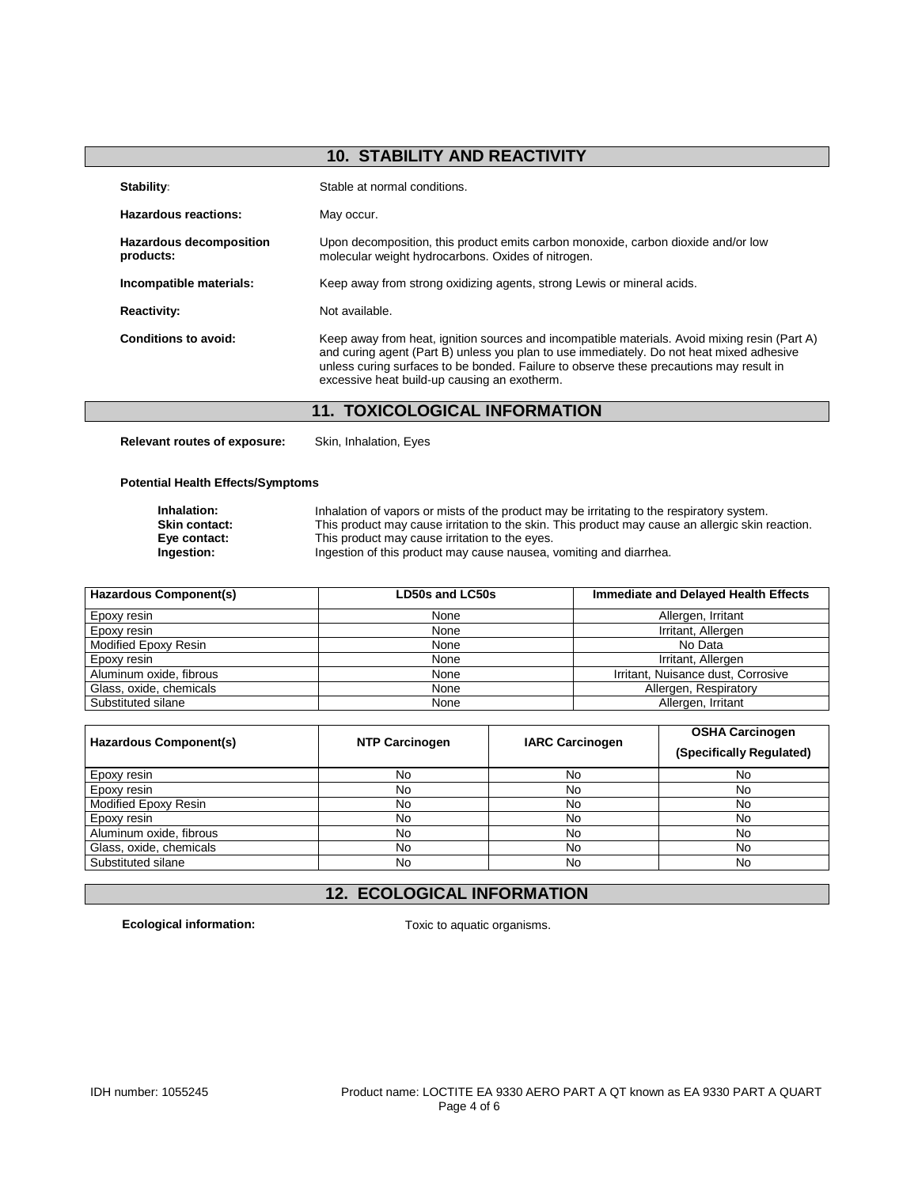## 10. STABILITY AND REACTIVITY

**Stability:** Stable at normal conditions.

**Hazardous reactions:** May occur.

**Hazardous decomposition products:** Upon decomposition, this product emits carbon monoxide, carbon dioxide and/or low molecular weight hydrocarbons. Oxides of nitrogen.

**Incompatible materials:** Keep away from strong oxidizing agents, strong Lewis or mineral acids.

**Reactivity:** Not available.

**Conditions to avoid:** Keep away from heat, ignition sources and incompatible materials. Avoid mixing resin (Part A) and curing agent (Part B) unless you plan to use immediately. Do not heat mixed adhesive unless curing surfaces to be bonded. Failure to observe these precautions may result in excessive heat build-up causing an exotherm.

## 11. TOXICOLOGICAL INFORMATION

**Relevant routes of exposure:** Skin, Inhalation, Eyes

**Potential Health Effects/Symptoms**

**Inhalation:** Inhalation of vapors or mists of the product may be irritating to the respiratory system.
**Skin contact:** This product may cause irritation to the skin. This product may cause an allergic skin reaction.
**Eye contact:** This product may cause irritation to the eyes.
**Ingestion:** Ingestion of this product may cause nausea, vomiting and diarrhea.

| Hazardous Component(s) | LD50s and LC50s | Immediate and Delayed Health Effects |
|---|---|---|
| Epoxy resin | None | Allergen, Irritant |
| Epoxy resin | None | Irritant, Allergen |
| Modified Epoxy Resin | None | No Data |
| Epoxy resin | None | Irritant, Allergen |
| Aluminum oxide, fibrous | None | Irritant, Nuisance dust, Corrosive |
| Glass, oxide, chemicals | None | Allergen, Respiratory |
| Substituted silane | None | Allergen, Irritant |

| Hazardous Component(s) | NTP Carcinogen | IARC Carcinogen | OSHA Carcinogen (Specifically Regulated) |
|---|---|---|---|
| Epoxy resin | No | No | No |
| Epoxy resin | No | No | No |
| Modified Epoxy Resin | No | No | No |
| Epoxy resin | No | No | No |
| Aluminum oxide, fibrous | No | No | No |
| Glass, oxide, chemicals | No | No | No |
| Substituted silane | No | No | No |

## 12. ECOLOGICAL INFORMATION

**Ecological information:** Toxic to aquatic organisms.

IDH number: 1055245 Product name: LOCTITE EA 9330 AERO PART A QT known as EA 9330 PART A QUART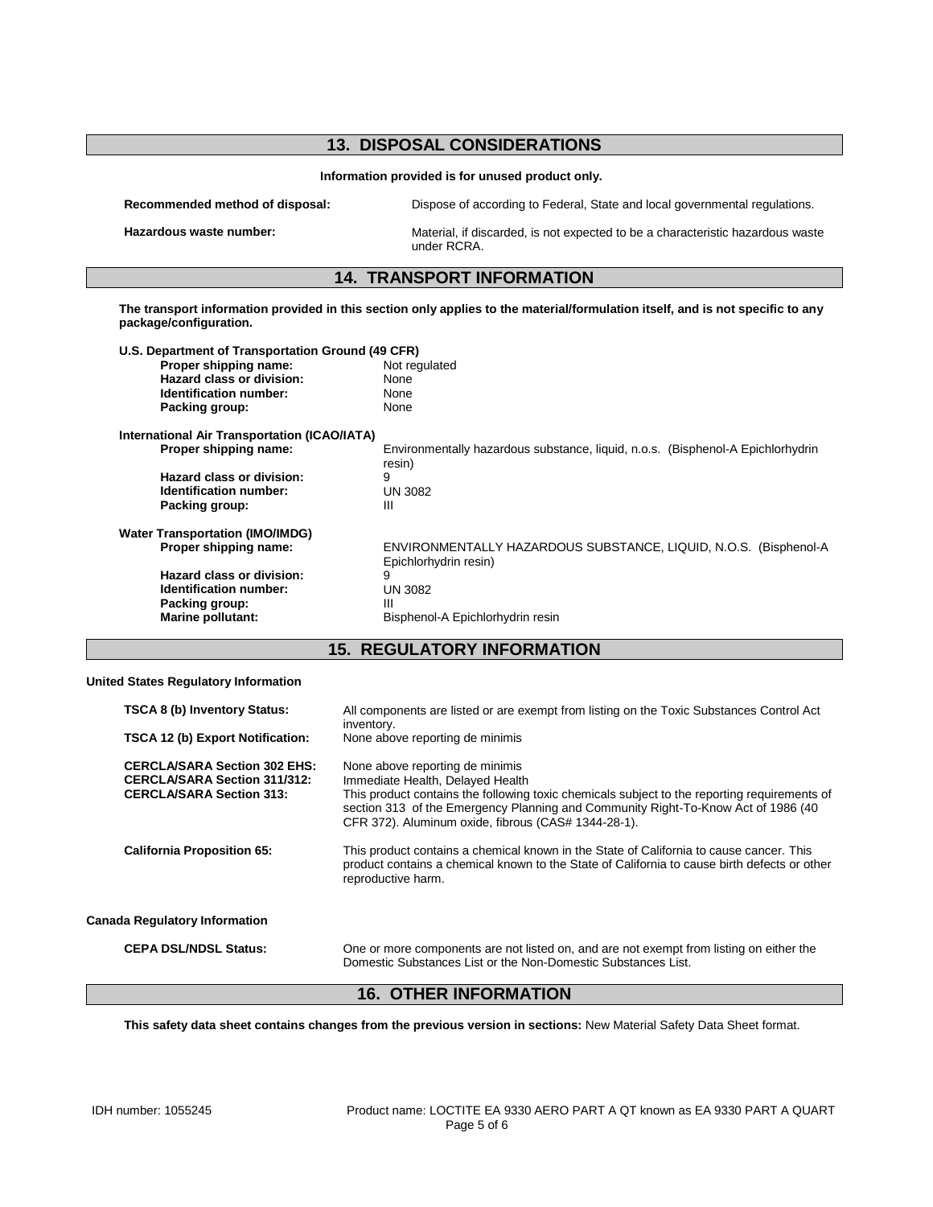## 13. DISPOSAL CONSIDERATIONS

**Information provided is for unused product only.**

| | |
|---|---|
| **Recommended method of disposal:** | Dispose of according to Federal, State and local governmental regulations. |
| **Hazardous waste number:** | Material, if discarded, is not expected to be a characteristic hazardous waste under RCRA. |

## 14. TRANSPORT INFORMATION

**The transport information provided in this section only applies to the material/formulation itself, and is not specific to any package/configuration.**

**U.S. Department of Transportation Ground (49 CFR)**

| | |
|---|---|
| **Proper shipping name:** | Not regulated |
| **Hazard class or division:** | None |
| **Identification number:** | None |
| **Packing group:** | None |

**International Air Transportation (ICAO/IATA)**

| | |
|---|---|
| **Proper shipping name:** | Environmentally hazardous substance, liquid, n.o.s. (Bisphenol-A Epichlorhydrin resin) |
| **Hazard class or division:** | 9 |
| **Identification number:** | UN 3082 |
| **Packing group:** | III |

**Water Transportation (IMO/IMDG)**

| | |
|---|---|
| **Proper shipping name:** | ENVIRONMENTALLY HAZARDOUS SUBSTANCE, LIQUID, N.O.S. (Bisphenol-A Epichlorhydrin resin) |
| **Hazard class or division:** | 9 |
| **Identification number:** | UN 3082 |
| **Packing group:** | III |
| **Marine pollutant:** | Bisphenol-A Epichlorhydrin resin |

## 15. REGULATORY INFORMATION

**United States Regulatory Information**

| | |
|---|---|
| **TSCA 8 (b) Inventory Status:** | All components are listed or are exempt from listing on the Toxic Substances Control Act inventory. |
| **TSCA 12 (b) Export Notification:** | None above reporting de minimis |
| **CERCLA/SARA Section 302 EHS:** | None above reporting de minimis |
| **CERCLA/SARA Section 311/312:** | Immediate Health, Delayed Health |
| **CERCLA/SARA Section 313:** | This product contains the following toxic chemicals subject to the reporting requirements of section 313 of the Emergency Planning and Community Right-To-Know Act of 1986 (40 CFR 372). Aluminum oxide, fibrous (CAS# 1344-28-1). |
| **California Proposition 65:** | This product contains a chemical known in the State of California to cause cancer. This product contains a chemical known to the State of California to cause birth defects or other reproductive harm. |

**Canada Regulatory Information**

| | |
|---|---|
| **CEPA DSL/NDSL Status:** | One or more components are not listed on, and are not exempt from listing on either the Domestic Substances List or the Non-Domestic Substances List. |

## 16. OTHER INFORMATION

**This safety data sheet contains changes from the previous version in sections:** New Material Safety Data Sheet format.

IDH number: 1055245 Product name: LOCTITE EA 9330 AERO PART A QT known as EA 9330 PART A QUART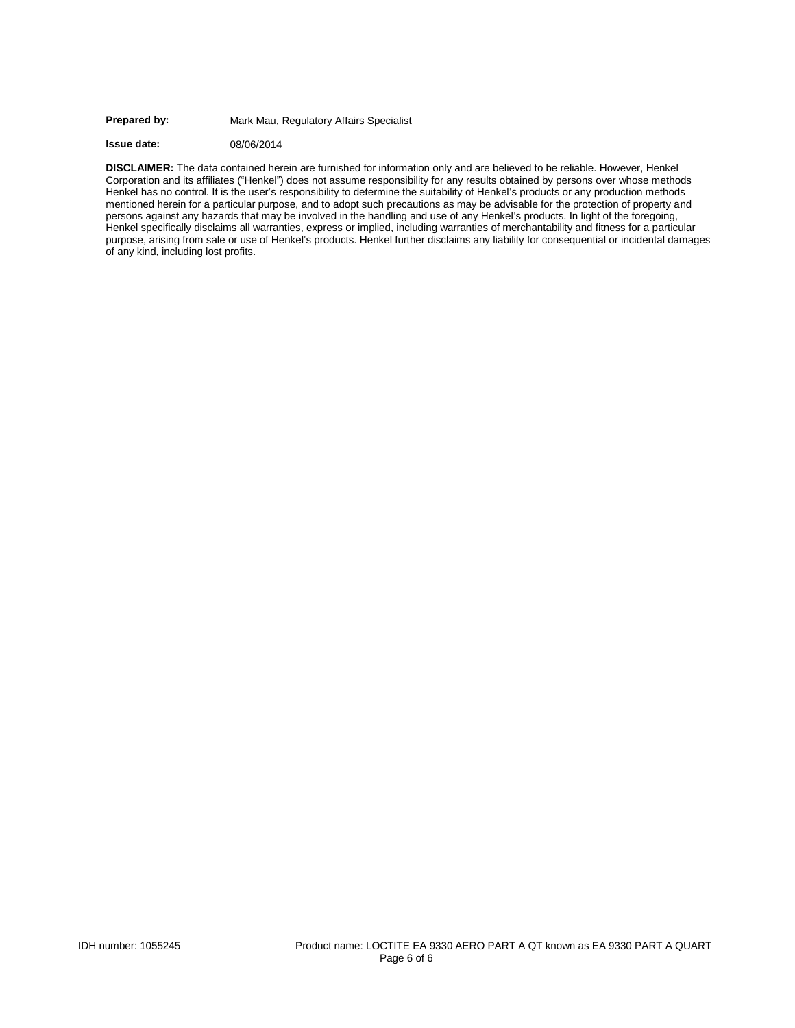**Prepared by:** Mark Mau, Regulatory Affairs Specialist

**Issue date:** 08/06/2014

**DISCLAIMER:** The data contained herein are furnished for information only and are believed to be reliable. However, Henkel Corporation and its affiliates ("Henkel") does not assume responsibility for any results obtained by persons over whose methods Henkel has no control. It is the user's responsibility to determine the suitability of Henkel's products or any production methods mentioned herein for a particular purpose, and to adopt such precautions as may be advisable for the protection of property and persons against any hazards that may be involved in the handling and use of any Henkel's products. In light of the foregoing, Henkel specifically disclaims all warranties, express or implied, including warranties of merchantability and fitness for a particular purpose, arising from sale or use of Henkel's products. Henkel further disclaims any liability for consequential or incidental damages of any kind, including lost profits.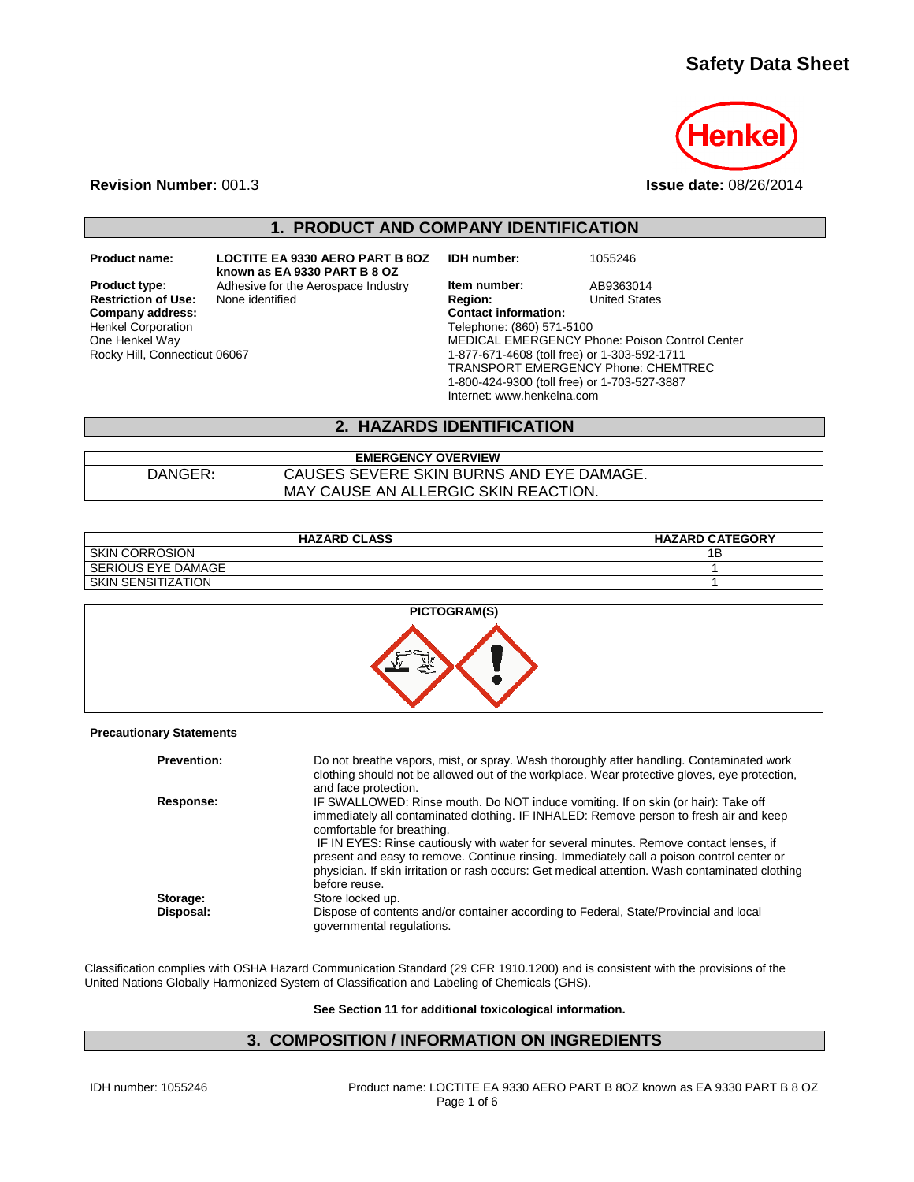# Safety Data Sheet

**Revision Number:** 001.3

**Issue date:** 08/26/2014

## 1. PRODUCT AND COMPANY IDENTIFICATION

**Product name:** LOCTITE EA 9330 AERO PART B 8OZ known as EA 9330 PART B 8 OZ

**Product type:** Adhesive for the Aerospace Industry

**Restriction of Use:** None identified

**Company address:**
Henkel Corporation
One Henkel Way
Rocky Hill, Connecticut 06067

**IDH number:** 1055246

**Item number:** AB9363014

**Region:** United States

**Contact information:**
Telephone: (860) 571-5100
MEDICAL EMERGENCY Phone: Poison Control Center
1-877-671-4608 (toll free) or 1-303-592-1711
TRANSPORT EMERGENCY Phone: CHEMTREC
1-800-424-9300 (toll free) or 1-703-527-3887
Internet: www.henkelna.com

## 2. HAZARDS IDENTIFICATION

| EMERGENCY OVERVIEW | |
|---|---|
| DANGER: | CAUSES SEVERE SKIN BURNS AND EYE DAMAGE. MAY CAUSE AN ALLERGIC SKIN REACTION. |

| HAZARD CLASS | HAZARD CATEGORY |
|---|---|
| SKIN CORROSION | 1B |
| SERIOUS EYE DAMAGE | 1 |
| SKIN SENSITIZATION | 1 |

**PICTOGRAM(S)**

**Precautionary Statements**

**Prevention:** Do not breathe vapors, mist, or spray. Wash thoroughly after handling. Contaminated work clothing should not be allowed out of the workplace. Wear protective gloves, eye protection, and face protection.

**Response:** IF SWALLOWED: Rinse mouth. Do NOT induce vomiting. If on skin (or hair): Take off immediately all contaminated clothing. IF INHALED: Remove person to fresh air and keep comfortable for breathing.
IF IN EYES: Rinse cautiously with water for several minutes. Remove contact lenses, if present and easy to remove. Continue rinsing. Immediately call a poison control center or physician. If skin irritation or rash occurs: Get medical attention. Wash contaminated clothing before reuse.

**Storage:** Store locked up.

**Disposal:** Dispose of contents and/or container according to Federal, State/Provincial and local governmental regulations.

Classification complies with OSHA Hazard Communication Standard (29 CFR 1910.1200) and is consistent with the provisions of the United Nations Globally Harmonized System of Classification and Labeling of Chemicals (GHS).

**See Section 11 for additional toxicological information.**

## 3. COMPOSITION / INFORMATION ON INGREDIENTS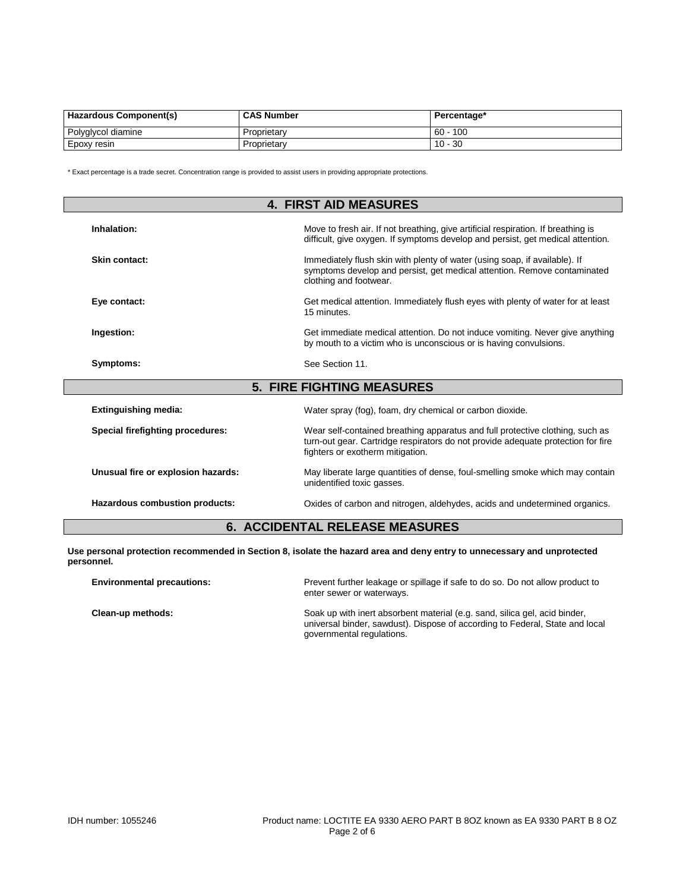| Hazardous Component(s) | CAS Number | Percentage* |
|---|---|---|
| Polyglycol diamine | Proprietary | 60 - 100 |
| Epoxy resin | Proprietary | 10 - 30 |

* Exact percentage is a trade secret. Concentration range is provided to assist users in providing appropriate protections.

## 4. FIRST AID MEASURES

**Inhalation:** Move to fresh air. If not breathing, give artificial respiration. If breathing is difficult, give oxygen. If symptoms develop and persist, get medical attention.

**Skin contact:** Immediately flush skin with plenty of water (using soap, if available). If symptoms develop and persist, get medical attention. Remove contaminated clothing and footwear.

**Eye contact:** Get medical attention. Immediately flush eyes with plenty of water for at least 15 minutes.

**Ingestion:** Get immediate medical attention. Do not induce vomiting. Never give anything by mouth to a victim who is unconscious or is having convulsions.

**Symptoms:** See Section 11.

## 5. FIRE FIGHTING MEASURES

**Extinguishing media:** Water spray (fog), foam, dry chemical or carbon dioxide.

**Special firefighting procedures:** Wear self-contained breathing apparatus and full protective clothing, such as turn-out gear. Cartridge respirators do not provide adequate protection for fire fighters or exotherm mitigation.

**Unusual fire or explosion hazards:** May liberate large quantities of dense, foul-smelling smoke which may contain unidentified toxic gasses.

**Hazardous combustion products:** Oxides of carbon and nitrogen, aldehydes, acids and undetermined organics.

## 6. ACCIDENTAL RELEASE MEASURES

**Use personal protection recommended in Section 8, isolate the hazard area and deny entry to unnecessary and unprotected personnel.**

**Environmental precautions:** Prevent further leakage or spillage if safe to do so. Do not allow product to enter sewer or waterways.

**Clean-up methods:** Soak up with inert absorbent material (e.g. sand, silica gel, acid binder, universal binder, sawdust). Dispose of according to Federal, State and local governmental regulations.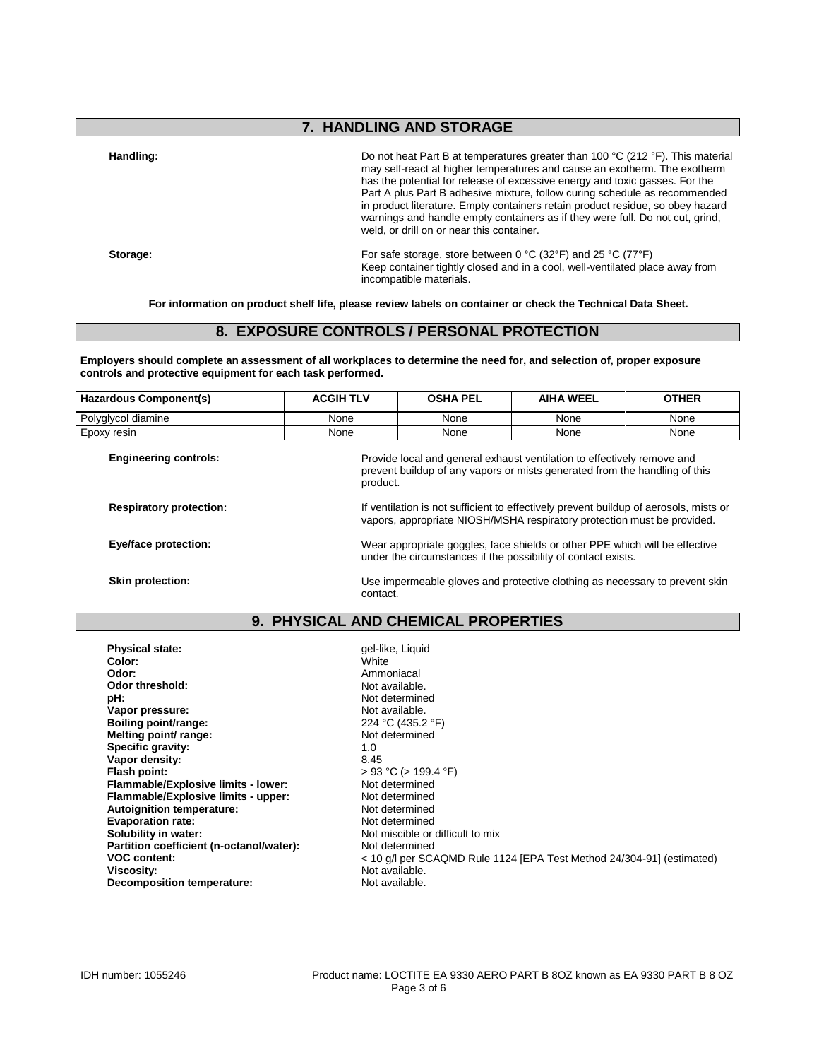## 7. HANDLING AND STORAGE

**Handling:** Do not heat Part B at temperatures greater than 100 °C (212 °F). This material may self-react at higher temperatures and cause an exotherm. The exotherm has the potential for release of excessive energy and toxic gasses. For the Part A plus Part B adhesive mixture, follow curing schedule as recommended in product literature. Empty containers retain product residue, so obey hazard warnings and handle empty containers as if they were full. Do not cut, grind, weld, or drill on or near this container.

**Storage:** For safe storage, store between 0 °C (32°F) and 25 °C (77°F) Keep container tightly closed and in a cool, well-ventilated place away from incompatible materials.

**For information on product shelf life, please review labels on container or check the Technical Data Sheet.**

## 8. EXPOSURE CONTROLS / PERSONAL PROTECTION

**Employers should complete an assessment of all workplaces to determine the need for, and selection of, proper exposure controls and protective equipment for each task performed.**

| Hazardous Component(s) | ACGIH TLV | OSHA PEL | AIHA WEEL | OTHER |
|---|---|---|---|---|
| Polyglycol diamine | None | None | None | None |
| Epoxy resin | None | None | None | None |

**Engineering controls:** Provide local and general exhaust ventilation to effectively remove and prevent buildup of any vapors or mists generated from the handling of this product.

**Respiratory protection:** If ventilation is not sufficient to effectively prevent buildup of aerosols, mists or vapors, appropriate NIOSH/MSHA respiratory protection must be provided.

**Eye/face protection:** Wear appropriate goggles, face shields or other PPE which will be effective under the circumstances if the possibility of contact exists.

**Skin protection:** Use impermeable gloves and protective clothing as necessary to prevent skin contact.

## 9. PHYSICAL AND CHEMICAL PROPERTIES

**Physical state:** gel-like, Liquid
**Color:** White
**Odor:** Ammoniacal
**Odor threshold:** Not available.
**pH:** Not determined
**Vapor pressure:** Not available.
**Boiling point/range:** 224 °C (435.2 °F)
**Melting point/ range:** Not determined
**Specific gravity:** 1.0
**Vapor density:** 8.45
**Flash point:** > 93 °C (> 199.4 °F)
**Flammable/Explosive limits - lower:** Not determined
**Flammable/Explosive limits - upper:** Not determined
**Autoignition temperature:** Not determined
**Evaporation rate:** Not determined
**Solubility in water:** Not miscible or difficult to mix
**Partition coefficient (n-octanol/water):** Not determined
**VOC content:** < 10 g/l per SCAQMD Rule 1124 [EPA Test Method 24/304-91] (estimated)
**Viscosity:** Not available.
**Decomposition temperature:** Not available.

IDH number: 1055246 Product name: LOCTITE EA 9330 AERO PART B 8OZ known as EA 9330 PART B 8 OZ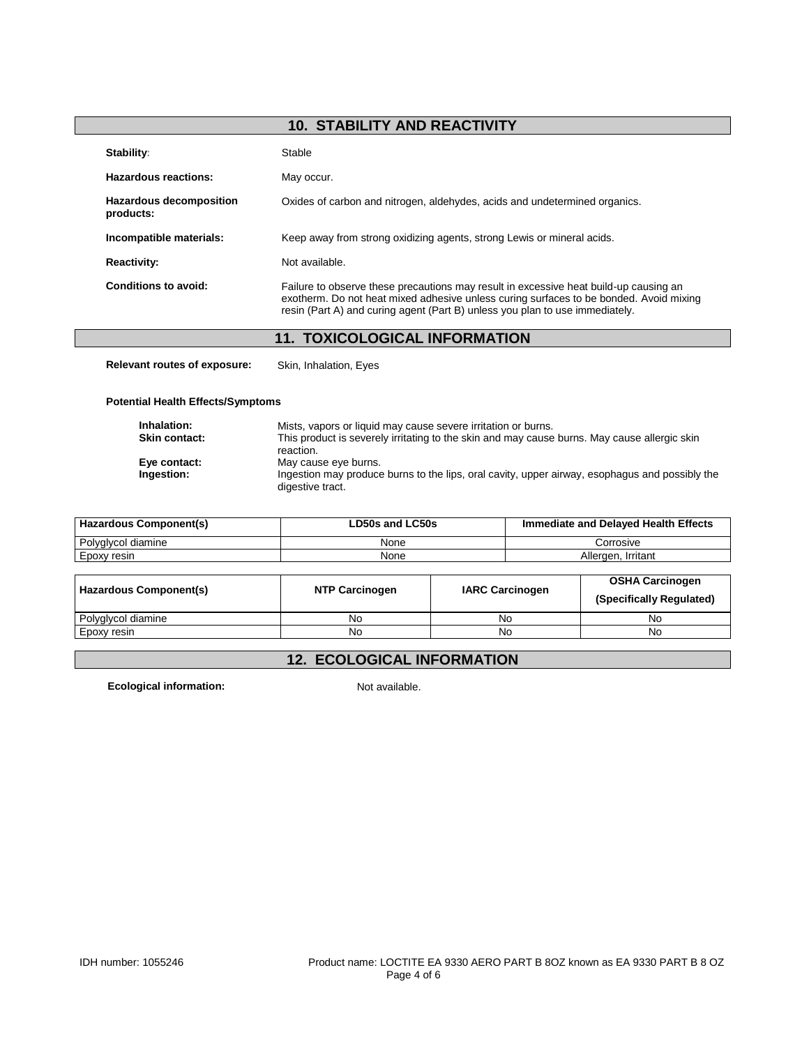## 10. STABILITY AND REACTIVITY

**Stability:** Stable

**Hazardous reactions:** May occur.

**Hazardous decomposition products:** Oxides of carbon and nitrogen, aldehydes, acids and undetermined organics.

**Incompatible materials:** Keep away from strong oxidizing agents, strong Lewis or mineral acids.

**Reactivity:** Not available.

**Conditions to avoid:** Failure to observe these precautions may result in excessive heat build-up causing an exotherm. Do not heat mixed adhesive unless curing surfaces to be bonded. Avoid mixing resin (Part A) and curing agent (Part B) unless you plan to use immediately.

## 11. TOXICOLOGICAL INFORMATION

**Relevant routes of exposure:** Skin, Inhalation, Eyes

**Potential Health Effects/Symptoms**

**Inhalation:** Mists, vapors or liquid may cause severe irritation or burns.
**Skin contact:** This product is severely irritating to the skin and may cause burns. May cause allergic skin reaction.
**Eye contact:** May cause eye burns.
**Ingestion:** Ingestion may produce burns to the lips, oral cavity, upper airway, esophagus and possibly the digestive tract.

| Hazardous Component(s) | LD50s and LC50s | Immediate and Delayed Health Effects |
| --- | --- | --- |
| Polyglycol diamine | None | Corrosive |
| Epoxy resin | None | Allergen, Irritant |

| Hazardous Component(s) | NTP Carcinogen | IARC Carcinogen | OSHA Carcinogen (Specifically Regulated) |
| --- | --- | --- | --- |
| Polyglycol diamine | No | No | No |
| Epoxy resin | No | No | No |

## 12. ECOLOGICAL INFORMATION

**Ecological information:** Not available.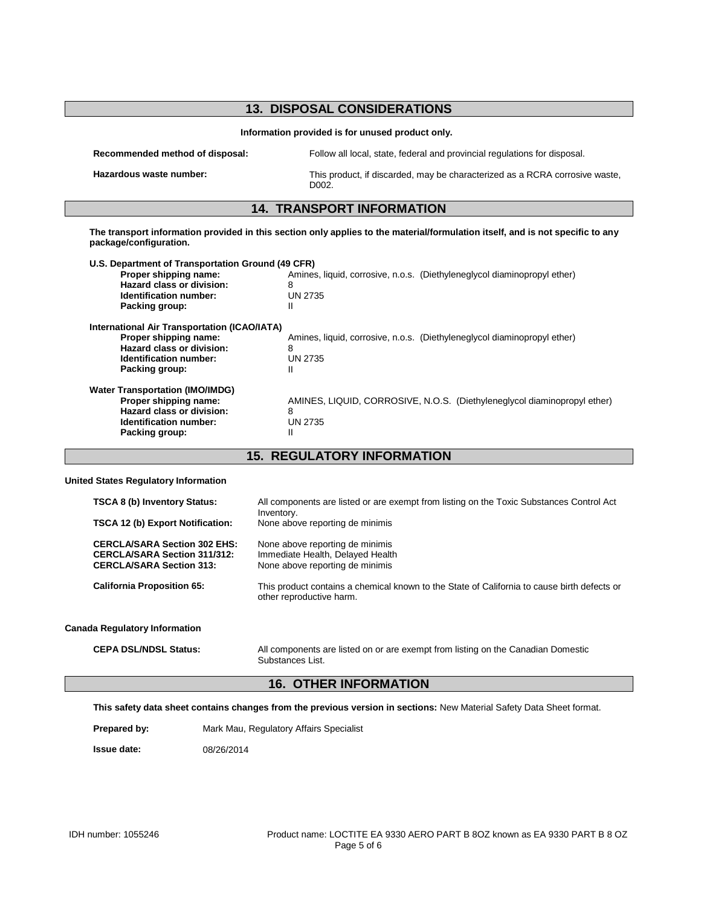## 13. DISPOSAL CONSIDERATIONS

**Information provided is for unused product only.**

| | |
|---|---|
| **Recommended method of disposal:** | Follow all local, state, federal and provincial regulations for disposal. |
| **Hazardous waste number:** | This product, if discarded, may be characterized as a RCRA corrosive waste, D002. |

## 14. TRANSPORT INFORMATION

**The transport information provided in this section only applies to the material/formulation itself, and is not specific to any package/configuration.**

**U.S. Department of Transportation Ground (49 CFR)**

| | |
|---|---|
| **Proper shipping name:** | Amines, liquid, corrosive, n.o.s. (Diethyleneglycol diaminopropyl ether) |
| **Hazard class or division:** | 8 |
| **Identification number:** | UN 2735 |
| **Packing group:** | II |

**International Air Transportation (ICAO/IATA)**

| | |
|---|---|
| **Proper shipping name:** | Amines, liquid, corrosive, n.o.s. (Diethyleneglycol diaminopropyl ether) |
| **Hazard class or division:** | 8 |
| **Identification number:** | UN 2735 |
| **Packing group:** | II |

**Water Transportation (IMO/IMDG)**

| | |
|---|---|
| **Proper shipping name:** | AMINES, LIQUID, CORROSIVE, N.O.S. (Diethyleneglycol diaminopropyl ether) |
| **Hazard class or division:** | 8 |
| **Identification number:** | UN 2735 |
| **Packing group:** | II |

## 15. REGULATORY INFORMATION

**United States Regulatory Information**

| | |
|---|---|
| **TSCA 8 (b) Inventory Status:** | All components are listed or are exempt from listing on the Toxic Substances Control Act Inventory. |
| **TSCA 12 (b) Export Notification:** | None above reporting de minimis |
| **CERCLA/SARA Section 302 EHS:** | None above reporting de minimis |
| **CERCLA/SARA Section 311/312:** | Immediate Health, Delayed Health |
| **CERCLA/SARA Section 313:** | None above reporting de minimis |
| **California Proposition 65:** | This product contains a chemical known to the State of California to cause birth defects or other reproductive harm. |

**Canada Regulatory Information**

| | |
|---|---|
| **CEPA DSL/NDSL Status:** | All components are listed on or are exempt from listing on the Canadian Domestic Substances List. |

## 16. OTHER INFORMATION

**This safety data sheet contains changes from the previous version in sections:** New Material Safety Data Sheet format.

**Prepared by:** Mark Mau, Regulatory Affairs Specialist

**Issue date:** 08/26/2014

IDH number: 1055246 Product name: LOCTITE EA 9330 AERO PART B 8OZ known as EA 9330 PART B 8 OZ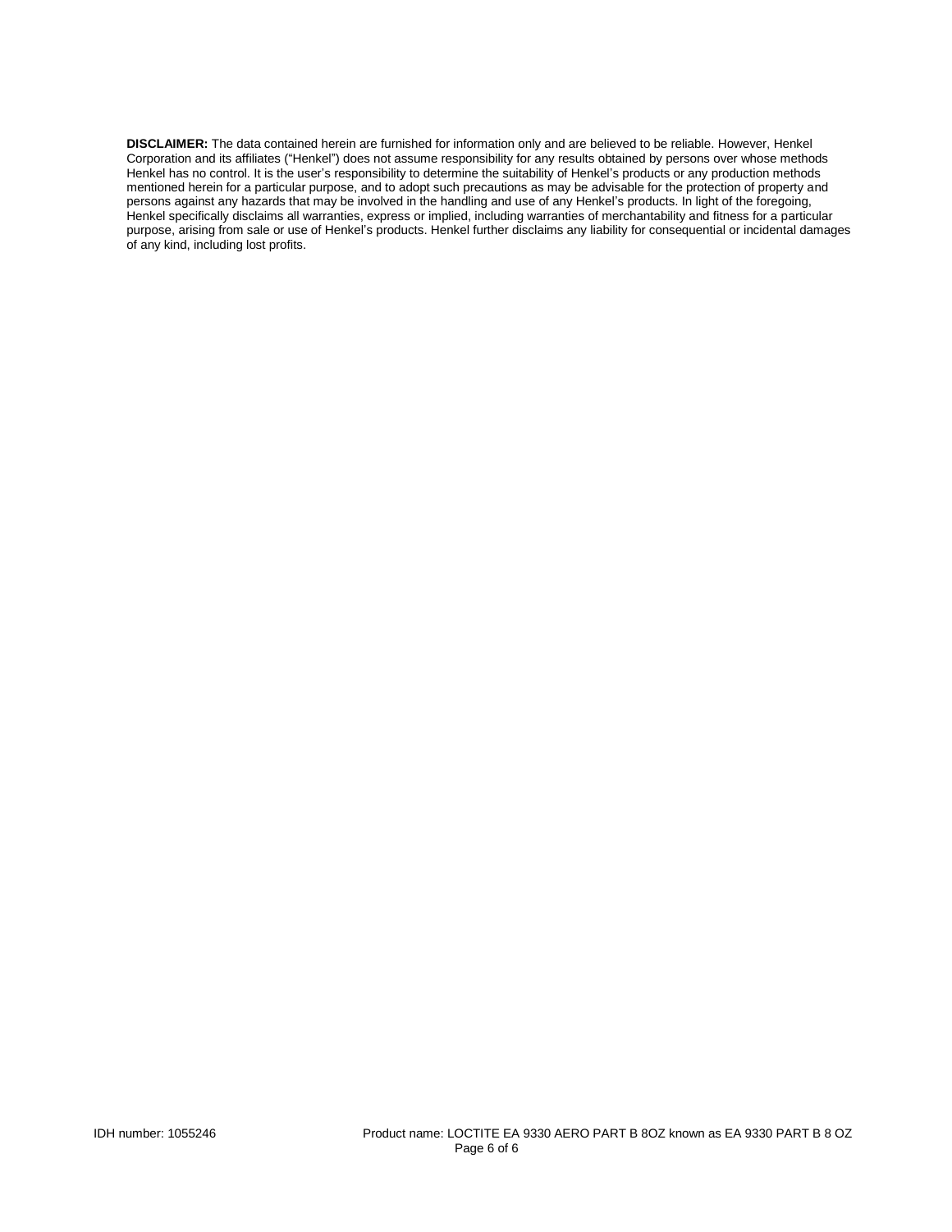**DISCLAIMER:** The data contained herein are furnished for information only and are believed to be reliable. However, Henkel Corporation and its affiliates ("Henkel") does not assume responsibility for any results obtained by persons over whose methods Henkel has no control. It is the user's responsibility to determine the suitability of Henkel's products or any production methods mentioned herein for a particular purpose, and to adopt such precautions as may be advisable for the protection of property and persons against any hazards that may be involved in the handling and use of any Henkel's products. In light of the foregoing, Henkel specifically disclaims all warranties, express or implied, including warranties of merchantability and fitness for a particular purpose, arising from sale or use of Henkel's products. Henkel further disclaims any liability for consequential or incidental damages of any kind, including lost profits.